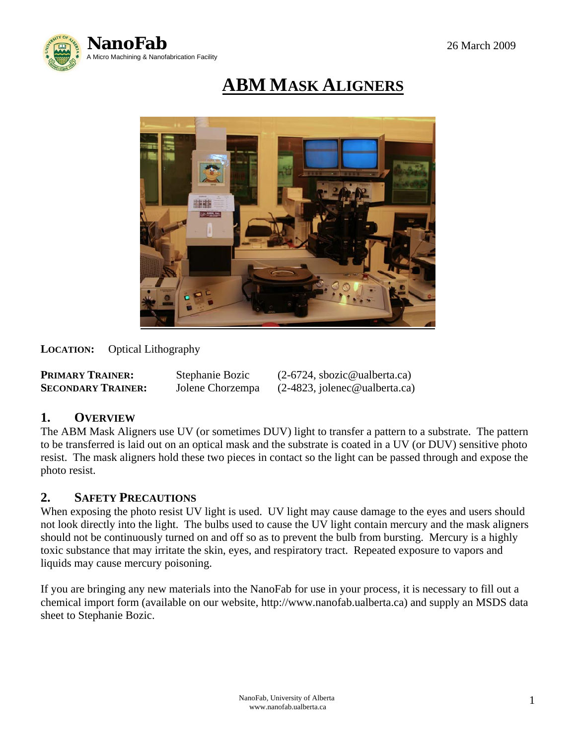**NanoFab**
A Micro Machining & Nanofabrication Facility

26 March 2009

# ABM MASK ALIGNERS

**LOCATION:** Optical Lithography

| | | |
|---|---|---|
| **PRIMARY TRAINER:** | Stephanie Bozic | (2-6724, sbozic@ualberta.ca) |
| **SECONDARY TRAINER:** | Jolene Chorzempa | (2-4823, jolenec@ualberta.ca) |

## 1. OVERVIEW

The ABM Mask Aligners use UV (or sometimes DUV) light to transfer a pattern to a substrate. The pattern to be transferred is laid out on an optical mask and the substrate is coated in a UV (or DUV) sensitive photo resist. The mask aligners hold these two pieces in contact so the light can be passed through and expose the photo resist.

## 2. SAFETY PRECAUTIONS

When exposing the photo resist UV light is used. UV light may cause damage to the eyes and users should not look directly into the light. The bulbs used to cause the UV light contain mercury and the mask aligners should not be continuously turned on and off so as to prevent the bulb from bursting. Mercury is a highly toxic substance that may irritate the skin, eyes, and respiratory tract. Repeated exposure to vapors and liquids may cause mercury poisoning.

If you are bringing any new materials into the NanoFab for use in your process, it is necessary to fill out a chemical import form (available on our website, http://www.nanofab.ualberta.ca) and supply an MSDS data sheet to Stephanie Bozic.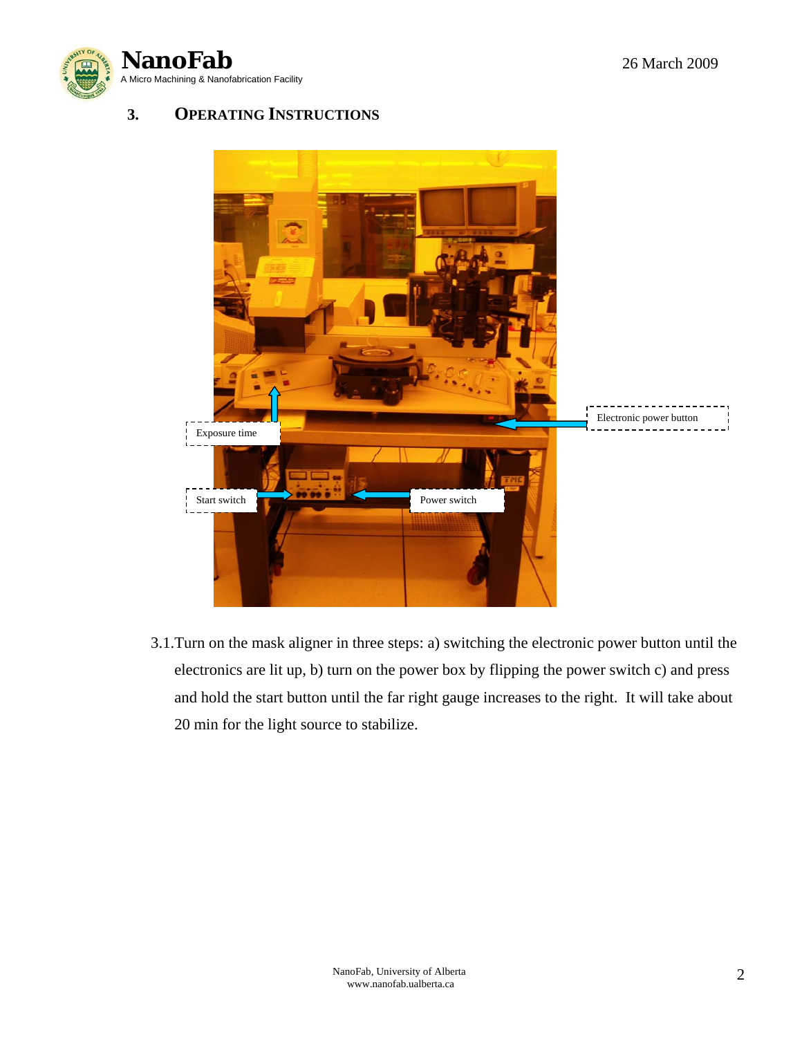## 3. Operating Instructions

Exposure time

Electronic power button

Start switch

Power switch

3.1. Turn on the mask aligner in three steps: a) switching the electronic power button until the electronics are lit up, b) turn on the power box by flipping the power switch c) and press and hold the start button until the far right gauge increases to the right. It will take about 20 min for the light source to stabilize.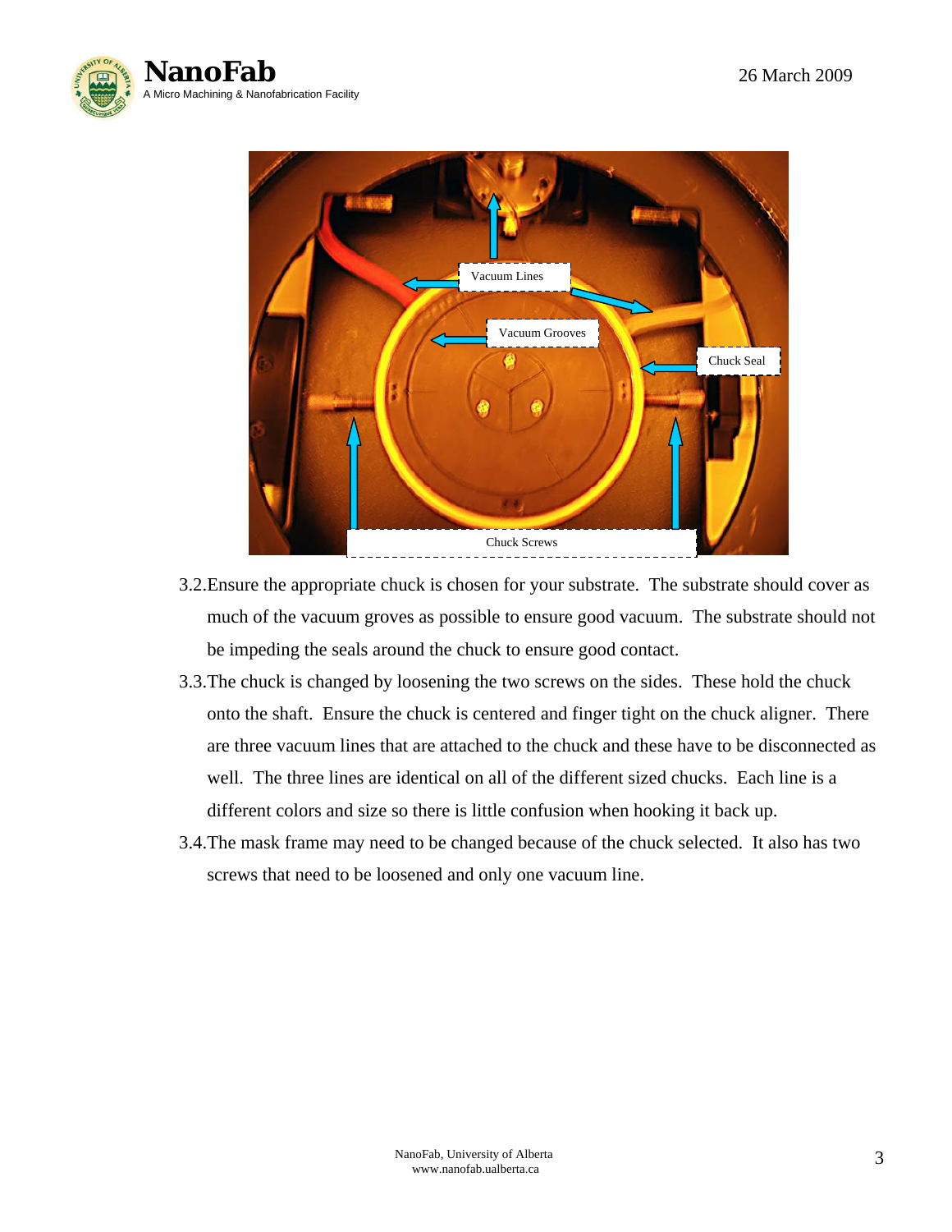3.2. Ensure the appropriate chuck is chosen for your substrate. The substrate should cover as much of the vacuum groves as possible to ensure good vacuum. The substrate should not be impeding the seals around the chuck to ensure good contact.

3.3. The chuck is changed by loosening the two screws on the sides. These hold the chuck onto the shaft. Ensure the chuck is centered and finger tight on the chuck aligner. There are three vacuum lines that are attached to the chuck and these have to be disconnected as well. The three lines are identical on all of the different sized chucks. Each line is a different colors and size so there is little confusion when hooking it back up.

3.4. The mask frame may need to be changed because of the chuck selected. It also has two screws that need to be loosened and only one vacuum line.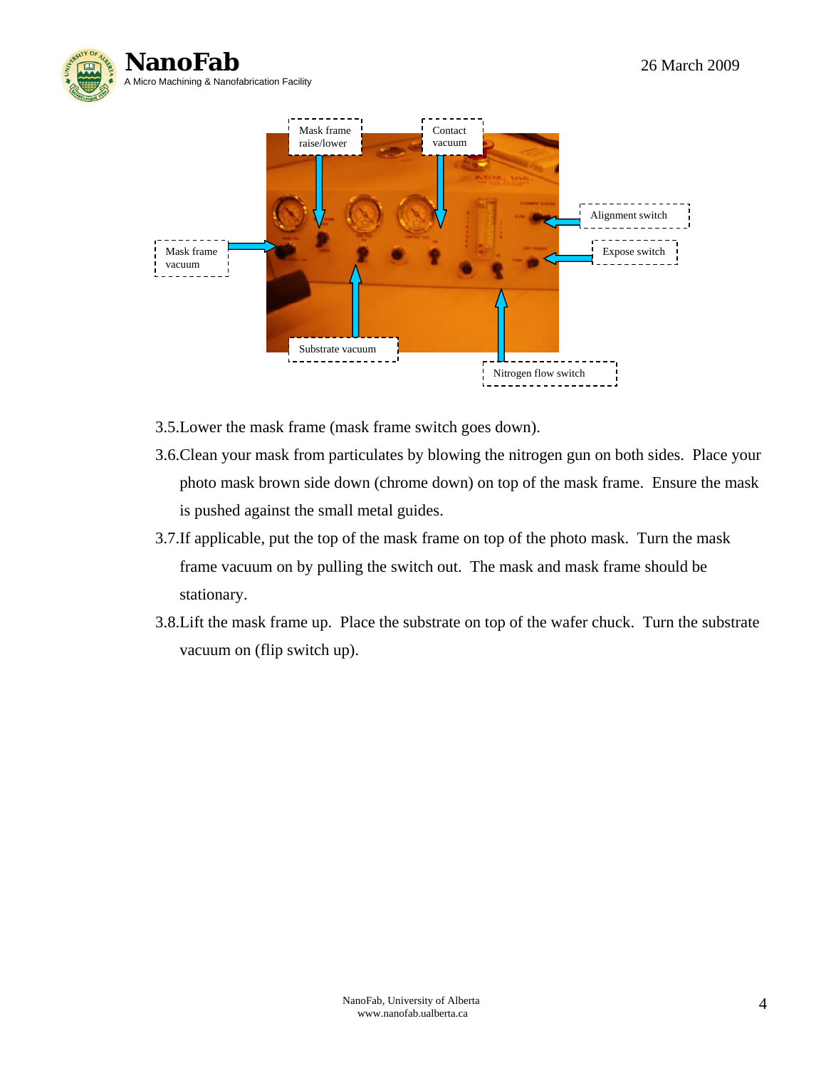Mask frame raise/lower

Contact vacuum

Alignment switch

Mask frame vacuum

Expose switch

Substrate vacuum

Nitrogen flow switch

3.5. Lower the mask frame (mask frame switch goes down).

3.6. Clean your mask from particulates by blowing the nitrogen gun on both sides. Place your photo mask brown side down (chrome down) on top of the mask frame. Ensure the mask is pushed against the small metal guides.

3.7. If applicable, put the top of the mask frame on top of the photo mask. Turn the mask frame vacuum on by pulling the switch out. The mask and mask frame should be stationary.

3.8. Lift the mask frame up. Place the substrate on top of the wafer chuck. Turn the substrate vacuum on (flip switch up).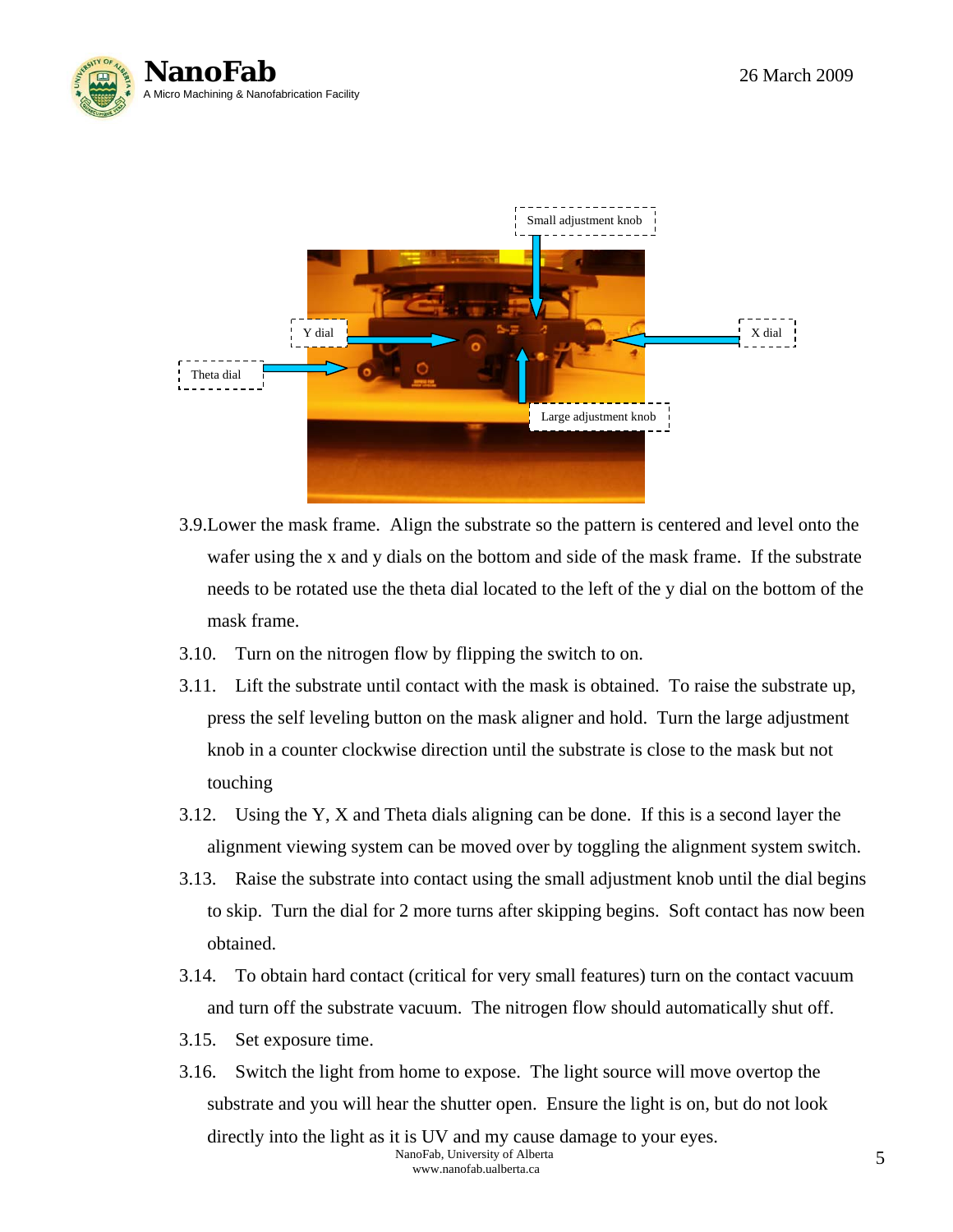Small adjustment knob

Y dial

X dial

Theta dial

Large adjustment knob

3.9. Lower the mask frame. Align the substrate so the pattern is centered and level onto the wafer using the x and y dials on the bottom and side of the mask frame. If the substrate needs to be rotated use the theta dial located to the left of the y dial on the bottom of the mask frame.

3.10. Turn on the nitrogen flow by flipping the switch to on.

3.11. Lift the substrate until contact with the mask is obtained. To raise the substrate up, press the self leveling button on the mask aligner and hold. Turn the large adjustment knob in a counter clockwise direction until the substrate is close to the mask but not touching

3.12. Using the Y, X and Theta dials aligning can be done. If this is a second layer the alignment viewing system can be moved over by toggling the alignment system switch.

3.13. Raise the substrate into contact using the small adjustment knob until the dial begins to skip. Turn the dial for 2 more turns after skipping begins. Soft contact has now been obtained.

3.14. To obtain hard contact (critical for very small features) turn on the contact vacuum and turn off the substrate vacuum. The nitrogen flow should automatically shut off.

3.15. Set exposure time.

3.16. Switch the light from home to expose. The light source will move overtop the substrate and you will hear the shutter open. Ensure the light is on, but do not look directly into the light as it is UV and my cause damage to your eyes.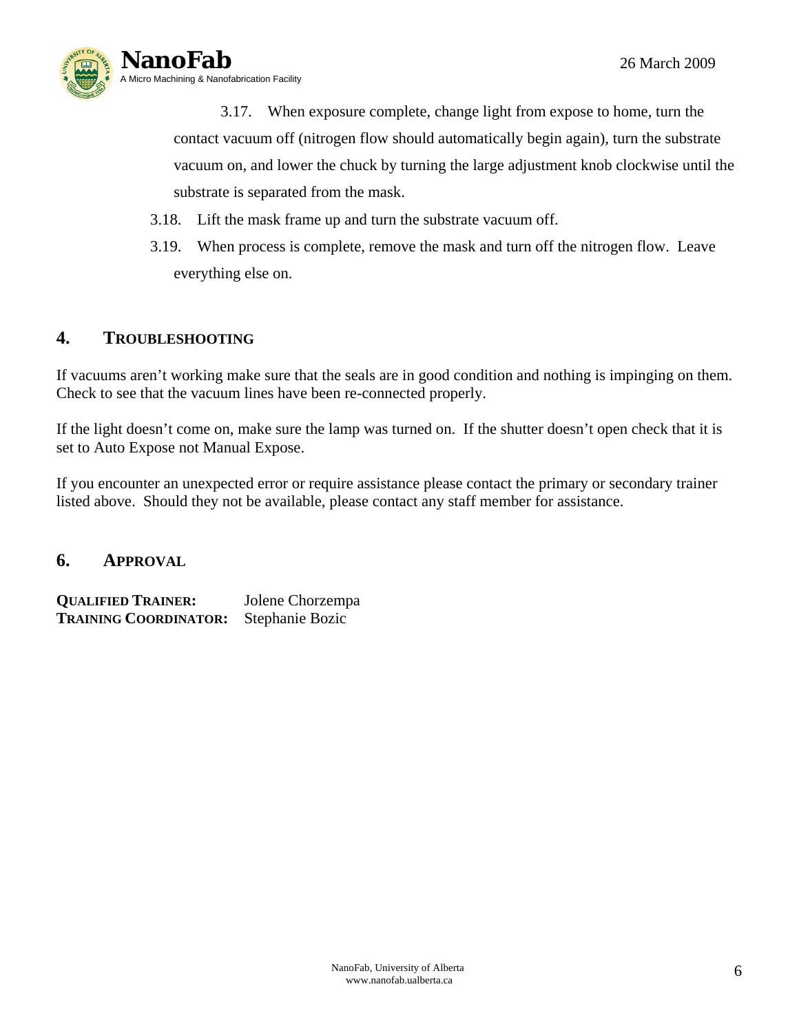3.17. When exposure complete, change light from expose to home, turn the contact vacuum off (nitrogen flow should automatically begin again), turn the substrate vacuum on, and lower the chuck by turning the large adjustment knob clockwise until the substrate is separated from the mask.

3.18. Lift the mask frame up and turn the substrate vacuum off.

3.19. When process is complete, remove the mask and turn off the nitrogen flow. Leave everything else on.

## 4. TROUBLESHOOTING

If vacuums aren't working make sure that the seals are in good condition and nothing is impinging on them. Check to see that the vacuum lines have been re-connected properly.

If the light doesn't come on, make sure the lamp was turned on. If the shutter doesn't open check that it is set to Auto Expose not Manual Expose.

If you encounter an unexpected error or require assistance please contact the primary or secondary trainer listed above. Should they not be available, please contact any staff member for assistance.

## 6. APPROVAL

**QUALIFIED TRAINER:** Jolene Chorzempa
**TRAINING COORDINATOR:** Stephanie Bozic